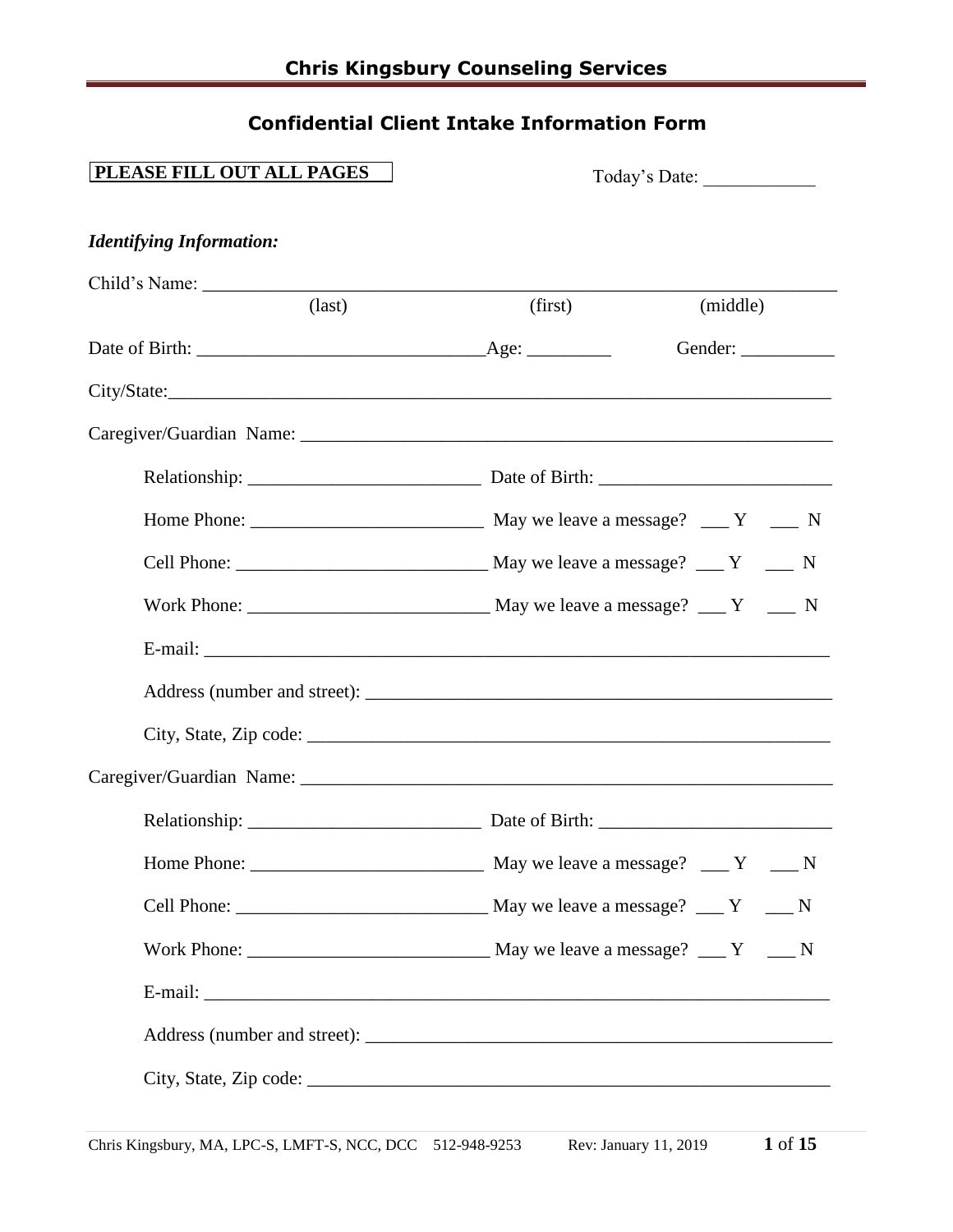# Chris Kingsbury Counseling Services

## Confidential Client Intake Information Form

**PLEASE FILL OUT ALL PAGES**

Today's Date: ____________

***Identifying Information:***

Child's Name: ______________________________________________________________________
(last) (first) (middle)

Date of Birth: ______________________________ Age: _________ Gender: __________

City/State: ________________________________________________________________________

Caregiver/Guardian Name: ___________________________________________________________

Relationship: _________________________ Date of Birth: _________________________

Home Phone: _________________________ May we leave a message? ___ Y ___ N

Cell Phone: ___________________________ May we leave a message? ___ Y ___ N

Work Phone: __________________________ May we leave a message? ___ Y ___ N

E-mail: ____________________________________________________________________

Address (number and street): ___________________________________________________

City, State, Zip code: ________________________________________________________

Caregiver/Guardian Name: ___________________________________________________________

Relationship: _________________________ Date of Birth: _________________________

Home Phone: _________________________ May we leave a message? ___ Y ___ N

Cell Phone: ___________________________ May we leave a message? ___ Y ___ N

Work Phone: __________________________ May we leave a message? ___ Y ___ N

E-mail: ____________________________________________________________________

Address (number and street): ___________________________________________________

City, State, Zip code: ________________________________________________________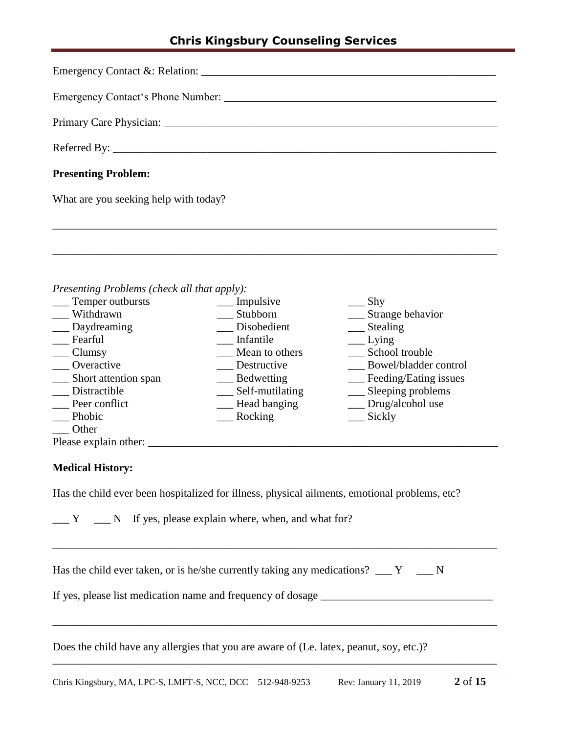Emergency Contact &: Relation: ___________________________________________________

Emergency Contact's Phone Number: ______________________________________________

Primary Care Physician: _________________________________________________________

Referred By: __________________________________________________________________

**Presenting Problem:**

What are you seeking help with today?

______________________________________________________________________________

______________________________________________________________________________

*Presenting Problems (check all that apply):*

___ Temper outbursts
___ Withdrawn
___ Daydreaming
___ Fearful
___ Clumsy
___ Overactive
___ Short attention span
___ Distractible
___ Peer conflict
___ Phobic
___ Other
___ Impulsive
___ Stubborn
___ Disobedient
___ Infantile
___ Mean to others
___ Destructive
___ Bedwetting
___ Self-mutilating
___ Head banging
___ Rocking
___ Shy
___ Strange behavior
___ Stealing
___ Lying
___ School trouble
___ Bowel/bladder control
___ Feeding/Eating issues
___ Sleeping problems
___ Drug/alcohol use
___ Sickly

Please explain other: ______________________________________________________________

**Medical History:**

Has the child ever been hospitalized for illness, physical ailments, emotional problems, etc?

___ Y ___ N If yes, please explain where, when, and what for?

______________________________________________________________________________

Has the child ever taken, or is he/she currently taking any medications? ___ Y ___ N

If yes, please list medication name and frequency of dosage ________________________________

______________________________________________________________________________

Does the child have any allergies that you are aware of (Le. latex, peanut, soy, etc.)?

______________________________________________________________________________

Chris Kingsbury, MA, LPC-S, LMFT-S, NCC, DCC 512-948-9253 Rev: January 11, 2019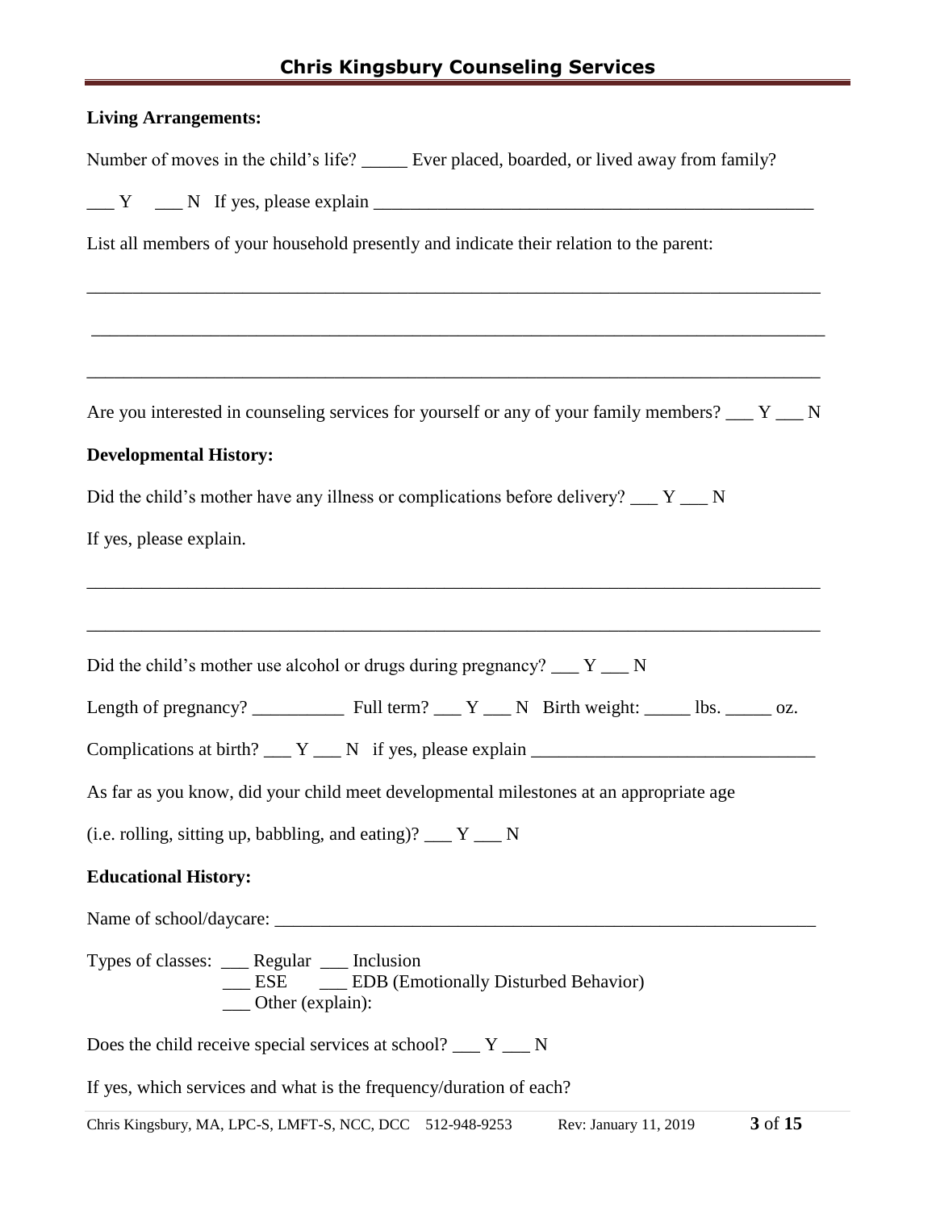**Living Arrangements:**

Number of moves in the child's life? _____ Ever placed, boarded, or lived away from family?

___ Y ___ N If yes, please explain __________________________________________________

List all members of your household presently and indicate their relation to the parent:

________________________________________________________________________________

________________________________________________________________________________

________________________________________________________________________________

Are you interested in counseling services for yourself or any of your family members? ___ Y ___ N

**Developmental History:**

Did the child's mother have any illness or complications before delivery? ___ Y ___ N

If yes, please explain.

________________________________________________________________________________

________________________________________________________________________________

Did the child's mother use alcohol or drugs during pregnancy? ___ Y ___ N

Length of pregnancy? __________ Full term? ___ Y ___ N Birth weight: _____ lbs. _____ oz.

Complications at birth? ___ Y ___ N if yes, please explain _______________________________

As far as you know, did your child meet developmental milestones at an appropriate age

(i.e. rolling, sitting up, babbling, and eating)? ___ Y ___ N

**Educational History:**

Name of school/daycare: ______________________________________________________________

Types of classes: ___ Regular ___ Inclusion
___ ESE ___ EDB (Emotionally Disturbed Behavior)
___ Other (explain):

Does the child receive special services at school? ___ Y ___ N

If yes, which services and what is the frequency/duration of each?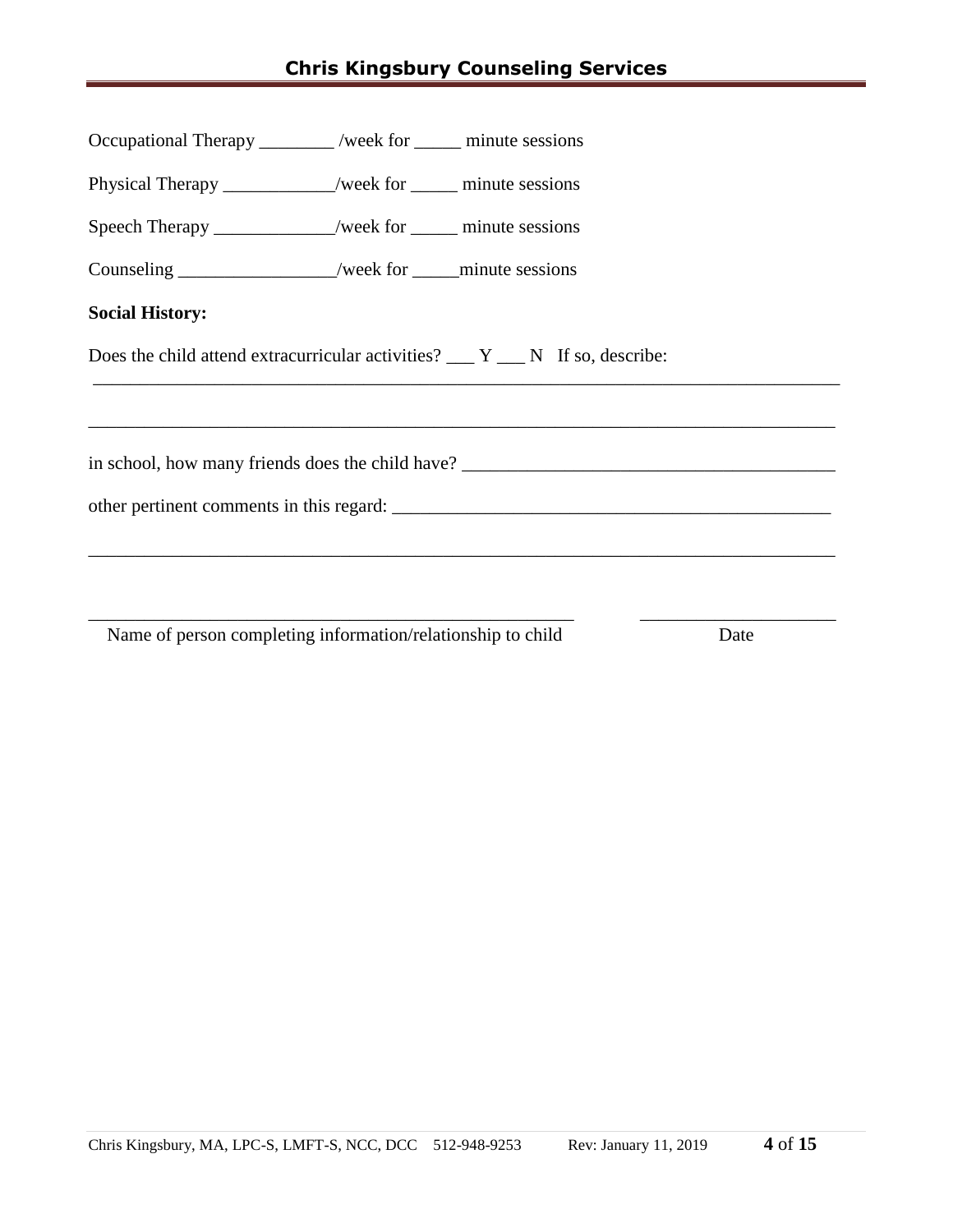Occupational Therapy ________ /week for _____ minute sessions

Physical Therapy ____________/week for _____ minute sessions

Speech Therapy _____________/week for _____ minute sessions

Counseling _________________/week for _____minute sessions

**Social History:**

Does the child attend extracurricular activities? ___ Y ___ N If so, describe:

_________________________________________________________________________________

_________________________________________________________________________________

in school, how many friends does the child have? ________________________________________

other pertinent comments in this regard: _______________________________________________

_________________________________________________________________________________

______________________________________________________          ______________________

Name of person completing information/relationship to child          Date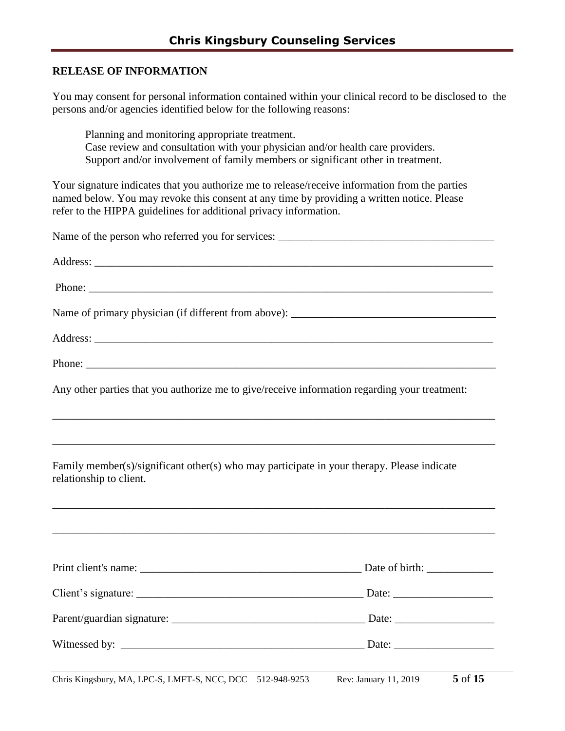## RELEASE OF INFORMATION

You may consent for personal information contained within your clinical record to be disclosed to the persons and/or agencies identified below for the following reasons:

Planning and monitoring appropriate treatment.
Case review and consultation with your physician and/or health care providers.
Support and/or involvement of family members or significant other in treatment.

Your signature indicates that you authorize me to release/receive information from the parties named below. You may revoke this consent at any time by providing a written notice. Please refer to the HIPPA guidelines for additional privacy information.

Name of the person who referred you for services: _______________________________________

Address: ___________________________________________________________________________

Phone: ____________________________________________________________________________

Name of primary physician (if different from above): _____________________________________

Address: ___________________________________________________________________________

Phone: ____________________________________________________________________________

Any other parties that you authorize me to give/receive information regarding your treatment:

_______________________________________________________________________________

_______________________________________________________________________________

Family member(s)/significant other(s) who may participate in your therapy. Please indicate relationship to client.

_______________________________________________________________________________

_______________________________________________________________________________

Print client's name: ________________________________________ Date of birth: ____________

Client's signature: _________________________________________ Date: __________________

Parent/guardian signature: ___________________________________ Date: __________________

Witnessed by: _____________________________________________ Date: __________________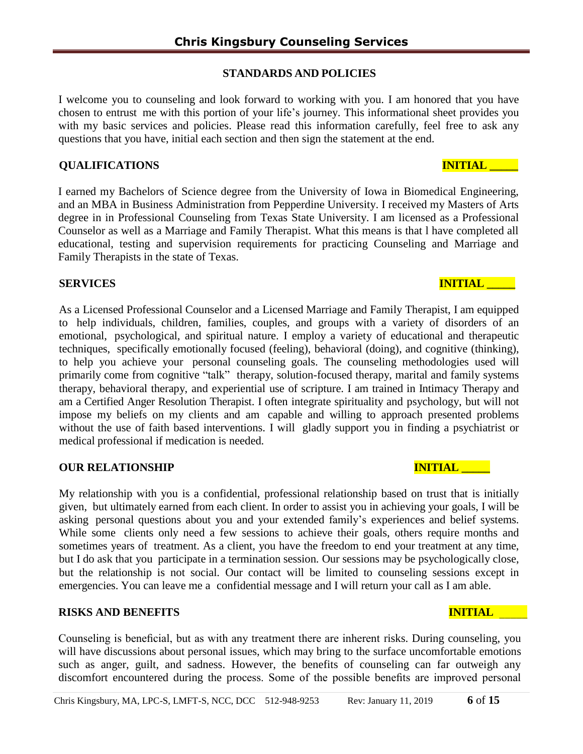## STANDARDS AND POLICIES

I welcome you to counseling and look forward to working with you. I am honored that you have chosen to entrust me with this portion of your life's journey. This informational sheet provides you with my basic services and policies. Please read this information carefully, feel free to ask any questions that you have, initial each section and then sign the statement at the end.

### QUALIFICATIONS

**INITIAL _____**

I earned my Bachelors of Science degree from the University of Iowa in Biomedical Engineering, and an MBA in Business Administration from Pepperdine University. I received my Masters of Arts degree in in Professional Counseling from Texas State University. I am licensed as a Professional Counselor as well as a Marriage and Family Therapist. What this means is that l have completed all educational, testing and supervision requirements for practicing Counseling and Marriage and Family Therapists in the state of Texas.

### SERVICES

**INITIAL _____**

As a Licensed Professional Counselor and a Licensed Marriage and Family Therapist, I am equipped to help individuals, children, families, couples, and groups with a variety of disorders of an emotional, psychological, and spiritual nature. I employ a variety of educational and therapeutic techniques, specifically emotionally focused (feeling), behavioral (doing), and cognitive (thinking), to help you achieve your personal counseling goals. The counseling methodologies used will primarily come from cognitive "talk" therapy, solution-focused therapy, marital and family systems therapy, behavioral therapy, and experiential use of scripture. I am trained in Intimacy Therapy and am a Certified Anger Resolution Therapist. I often integrate spirituality and psychology, but will not impose my beliefs on my clients and am capable and willing to approach presented problems without the use of faith based interventions. I will gladly support you in finding a psychiatrist or medical professional if medication is needed.

### OUR RELATIONSHIP

**INITIAL _____**

My relationship with you is a confidential, professional relationship based on trust that is initially given, but ultimately earned from each client. In order to assist you in achieving your goals, I will be asking personal questions about you and your extended family's experiences and belief systems. While some clients only need a few sessions to achieve their goals, others require months and sometimes years of treatment. As a client, you have the freedom to end your treatment at any time, but I do ask that you participate in a termination session. Our sessions may be psychologically close, but the relationship is not social. Our contact will be limited to counseling sessions except in emergencies. You can leave me a confidential message and I will return your call as I am able.

### RISKS AND BENEFITS

**INITIAL _____**

Counseling is beneficial, but as with any treatment there are inherent risks. During counseling, you will have discussions about personal issues, which may bring to the surface uncomfortable emotions such as anger, guilt, and sadness. However, the benefits of counseling can far outweigh any discomfort encountered during the process. Some of the possible benefits are improved personal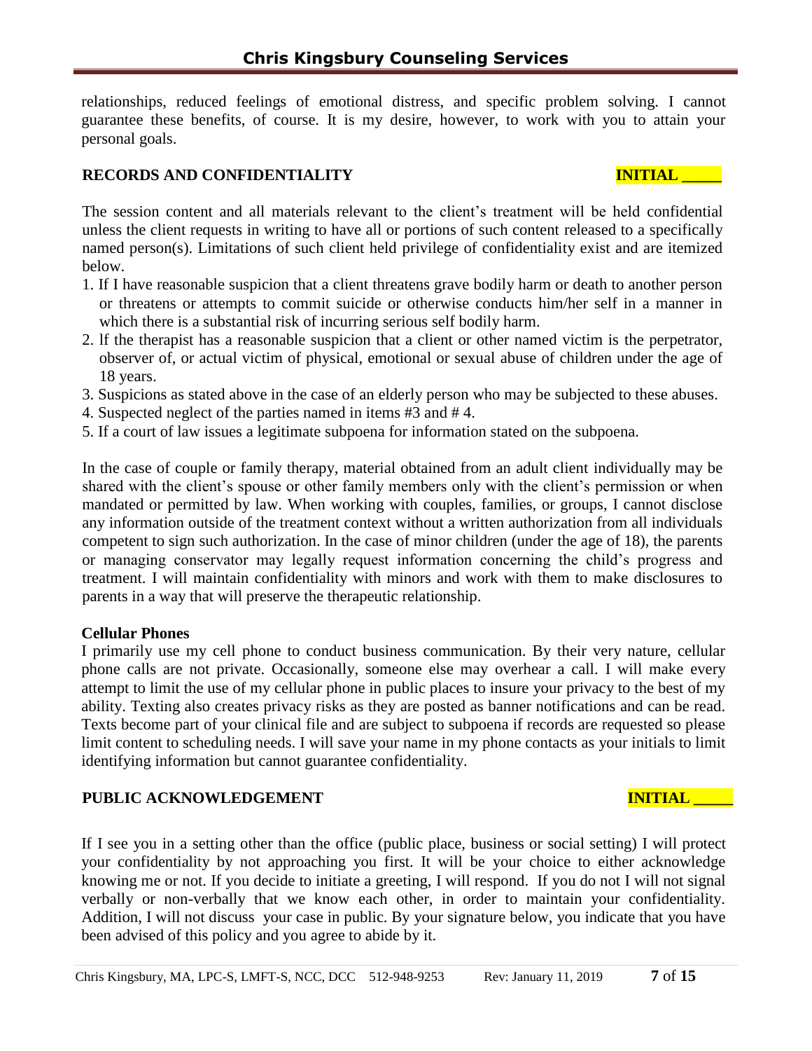relationships, reduced feelings of emotional distress, and specific problem solving. I cannot guarantee these benefits, of course. It is my desire, however, to work with you to attain your personal goals.

**RECORDS AND CONFIDENTIALITY** **INITIAL _____**

The session content and all materials relevant to the client's treatment will be held confidential unless the client requests in writing to have all or portions of such content released to a specifically named person(s). Limitations of such client held privilege of confidentiality exist and are itemized below.

1. If I have reasonable suspicion that a client threatens grave bodily harm or death to another person or threatens or attempts to commit suicide or otherwise conducts him/her self in a manner in which there is a substantial risk of incurring serious self bodily harm.
2. lf the therapist has a reasonable suspicion that a client or other named victim is the perpetrator, observer of, or actual victim of physical, emotional or sexual abuse of children under the age of 18 years.
3. Suspicions as stated above in the case of an elderly person who may be subjected to these abuses.
4. Suspected neglect of the parties named in items #3 and # 4.
5. If a court of law issues a legitimate subpoena for information stated on the subpoena.

In the case of couple or family therapy, material obtained from an adult client individually may be shared with the client's spouse or other family members only with the client's permission or when mandated or permitted by law. When working with couples, families, or groups, I cannot disclose any information outside of the treatment context without a written authorization from all individuals competent to sign such authorization. In the case of minor children (under the age of 18), the parents or managing conservator may legally request information concerning the child's progress and treatment. I will maintain confidentiality with minors and work with them to make disclosures to parents in a way that will preserve the therapeutic relationship.

**Cellular Phones**

I primarily use my cell phone to conduct business communication. By their very nature, cellular phone calls are not private. Occasionally, someone else may overhear a call. I will make every attempt to limit the use of my cellular phone in public places to insure your privacy to the best of my ability. Texting also creates privacy risks as they are posted as banner notifications and can be read. Texts become part of your clinical file and are subject to subpoena if records are requested so please limit content to scheduling needs. I will save your name in my phone contacts as your initials to limit identifying information but cannot guarantee confidentiality.

**PUBLIC ACKNOWLEDGEMENT** **INITIAL _____**

If I see you in a setting other than the office (public place, business or social setting) I will protect your confidentiality by not approaching you first. It will be your choice to either acknowledge knowing me or not. If you decide to initiate a greeting, I will respond. If you do not I will not signal verbally or non-verbally that we know each other, in order to maintain your confidentiality. Addition, I will not discuss your case in public. By your signature below, you indicate that you have been advised of this policy and you agree to abide by it.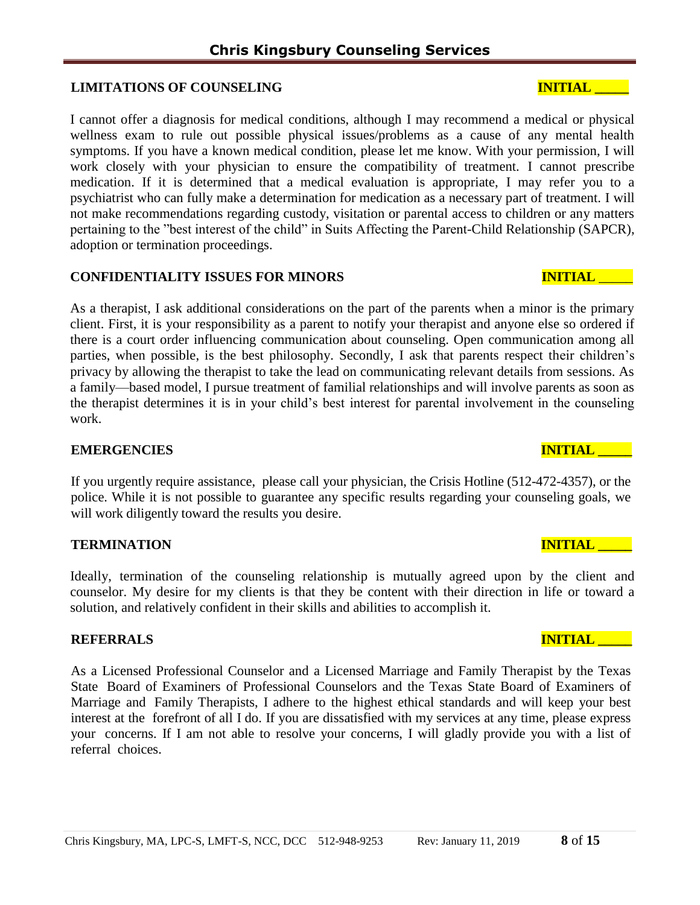**LIMITATIONS OF COUNSELING** **INITIAL \_\_\_\_\_**

I cannot offer a diagnosis for medical conditions, although I may recommend a medical or physical wellness exam to rule out possible physical issues/problems as a cause of any mental health symptoms. If you have a known medical condition, please let me know. With your permission, I will work closely with your physician to ensure the compatibility of treatment. I cannot prescribe medication. If it is determined that a medical evaluation is appropriate, I may refer you to a psychiatrist who can fully make a determination for medication as a necessary part of treatment. I will not make recommendations regarding custody, visitation or parental access to children or any matters pertaining to the "best interest of the child" in Suits Affecting the Parent-Child Relationship (SAPCR), adoption or termination proceedings.

**CONFIDENTIALITY ISSUES FOR MINORS** **INITIAL \_\_\_\_\_**

As a therapist, I ask additional considerations on the part of the parents when a minor is the primary client. First, it is your responsibility as a parent to notify your therapist and anyone else so ordered if there is a court order influencing communication about counseling. Open communication among all parties, when possible, is the best philosophy. Secondly, I ask that parents respect their children's privacy by allowing the therapist to take the lead on communicating relevant details from sessions. As a family—based model, I pursue treatment of familial relationships and will involve parents as soon as the therapist determines it is in your child's best interest for parental involvement in the counseling work.

**EMERGENCIES** **INITIAL \_\_\_\_\_**

If you urgently require assistance, please call your physician, the Crisis Hotline (512-472-4357), or the police. While it is not possible to guarantee any specific results regarding your counseling goals, we will work diligently toward the results you desire.

**TERMINATION** **INITIAL \_\_\_\_\_**

Ideally, termination of the counseling relationship is mutually agreed upon by the client and counselor. My desire for my clients is that they be content with their direction in life or toward a solution, and relatively confident in their skills and abilities to accomplish it.

**REFERRALS** **INITIAL \_\_\_\_\_**

As a Licensed Professional Counselor and a Licensed Marriage and Family Therapist by the Texas State Board of Examiners of Professional Counselors and the Texas State Board of Examiners of Marriage and Family Therapists, I adhere to the highest ethical standards and will keep your best interest at the forefront of all I do. If you are dissatisfied with my services at any time, please express your concerns. If I am not able to resolve your concerns, I will gladly provide you with a list of referral choices.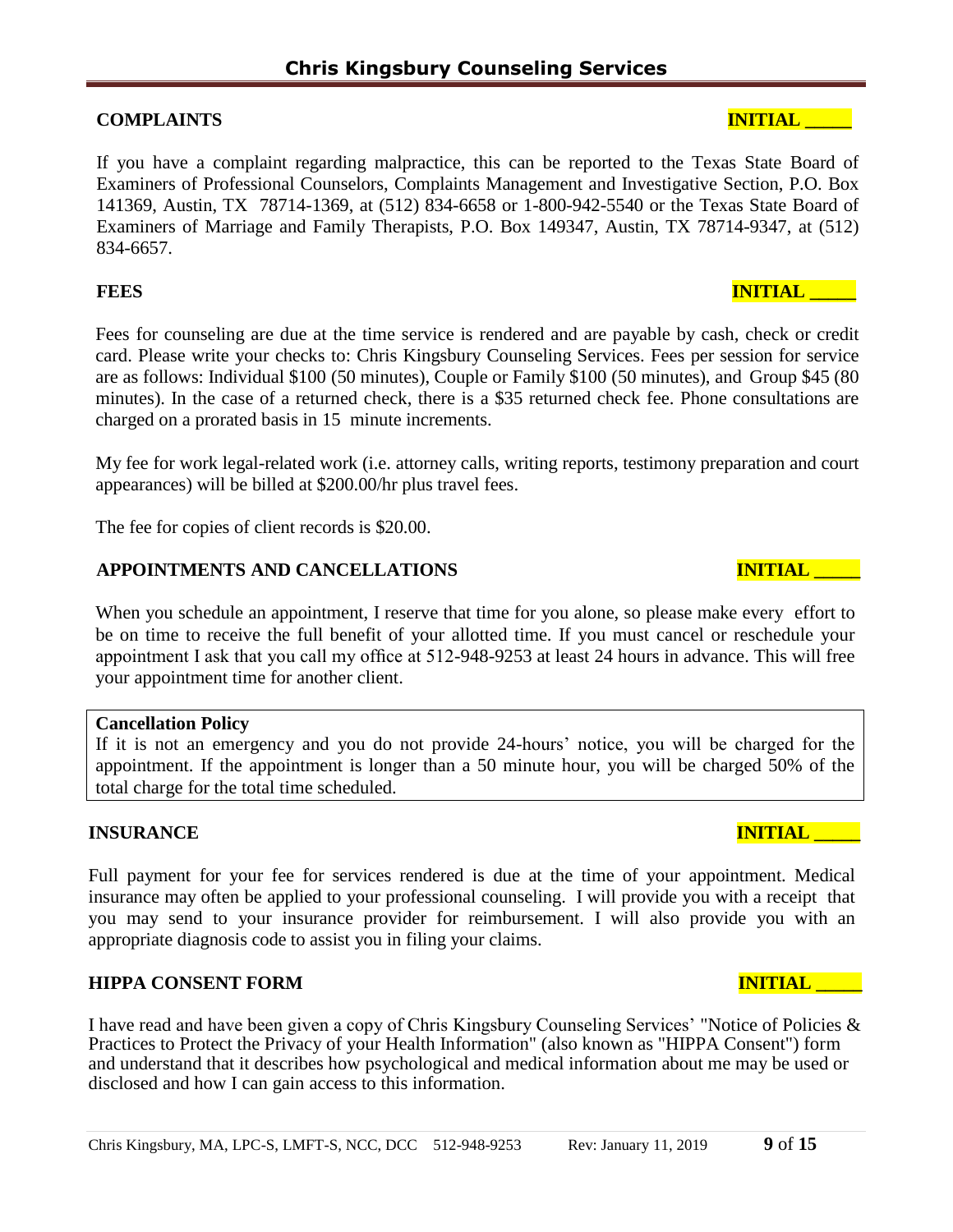## COMPLAINTS

**INITIAL _____**

If you have a complaint regarding malpractice, this can be reported to the Texas State Board of Examiners of Professional Counselors, Complaints Management and Investigative Section, P.O. Box 141369, Austin, TX 78714-1369, at (512) 834-6658 or 1-800-942-5540 or the Texas State Board of Examiners of Marriage and Family Therapists, P.O. Box 149347, Austin, TX 78714-9347, at (512) 834-6657.

## FEES

**INITIAL _____**

Fees for counseling are due at the time service is rendered and are payable by cash, check or credit card. Please write your checks to: Chris Kingsbury Counseling Services. Fees per session for service are as follows: Individual $100 (50 minutes), Couple or Family $100 (50 minutes), and Group $45 (80 minutes). In the case of a returned check, there is a $35 returned check fee. Phone consultations are charged on a prorated basis in 15 minute increments.

My fee for work legal-related work (i.e. attorney calls, writing reports, testimony preparation and court appearances) will be billed at $200.00/hr plus travel fees.

The fee for copies of client records is $20.00.

## APPOINTMENTS AND CANCELLATIONS

**INITIAL _____**

When you schedule an appointment, I reserve that time for you alone, so please make every effort to be on time to receive the full benefit of your allotted time. If you must cancel or reschedule your appointment I ask that you call my office at 512-948-9253 at least 24 hours in advance. This will free your appointment time for another client.

**Cancellation Policy**

If it is not an emergency and you do not provide 24-hours' notice, you will be charged for the appointment. If the appointment is longer than a 50 minute hour, you will be charged 50% of the total charge for the total time scheduled.

## INSURANCE

**INITIAL _____**

Full payment for your fee for services rendered is due at the time of your appointment. Medical insurance may often be applied to your professional counseling. I will provide you with a receipt that you may send to your insurance provider for reimbursement. I will also provide you with an appropriate diagnosis code to assist you in filing your claims.

## HIPPA CONSENT FORM

**INITIAL _____**

I have read and have been given a copy of Chris Kingsbury Counseling Services' "Notice of Policies & Practices to Protect the Privacy of your Health Information" (also known as "HIPPA Consent") form and understand that it describes how psychological and medical information about me may be used or disclosed and how I can gain access to this information.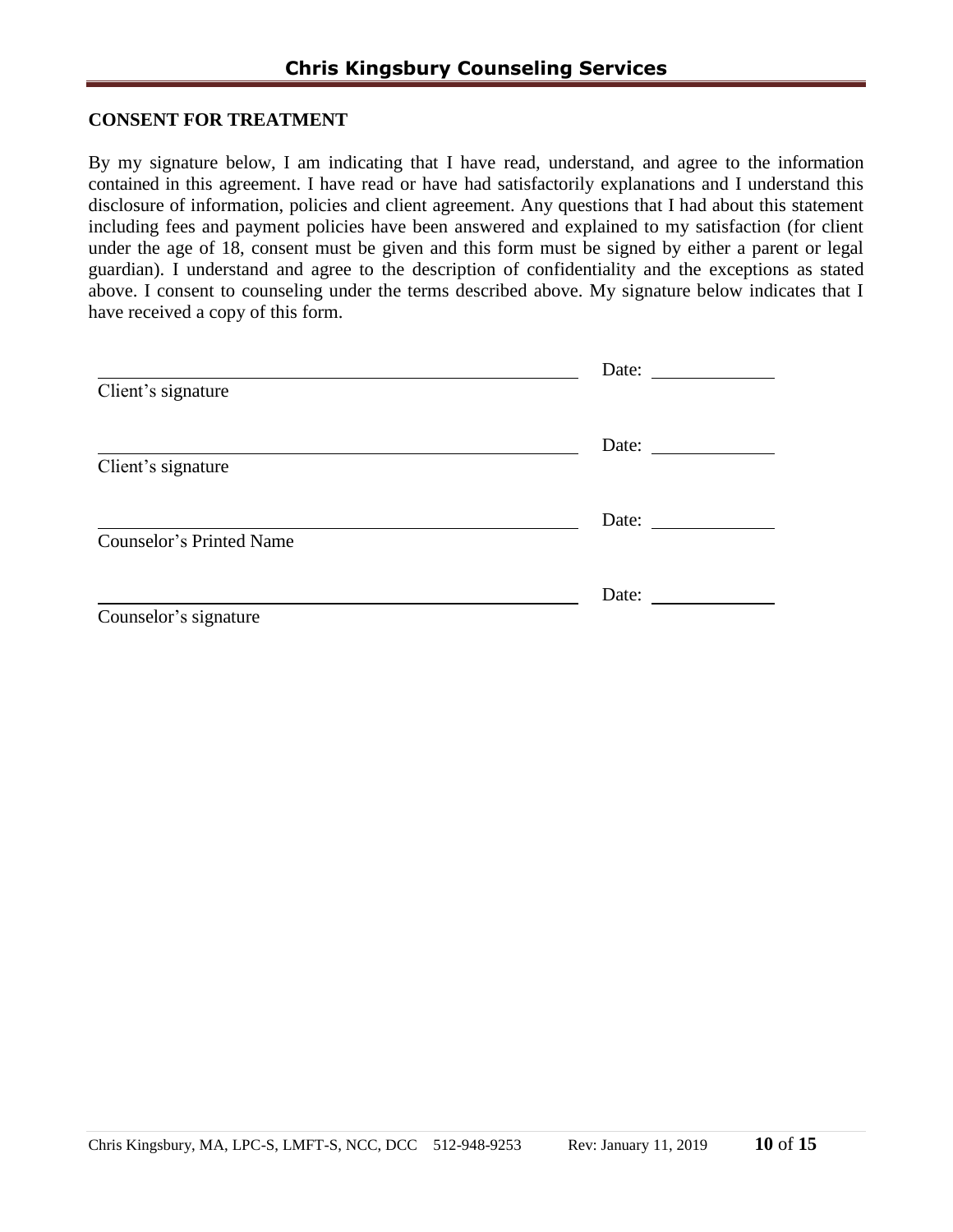## CONSENT FOR TREATMENT

By my signature below, I am indicating that I have read, understand, and agree to the information contained in this agreement. I have read or have had satisfactorily explanations and I understand this disclosure of information, policies and client agreement. Any questions that I had about this statement including fees and payment policies have been answered and explained to my satisfaction (for client under the age of 18, consent must be given and this form must be signed by either a parent or legal guardian). I understand and agree to the description of confidentiality and the exceptions as stated above. I consent to counseling under the terms described above. My signature below indicates that I have received a copy of this form.

\_\_\_\_\_\_\_\_\_\_\_\_\_\_\_\_\_\_\_\_\_\_\_\_\_\_\_\_\_\_\_\_\_\_\_\_\_\_\_\_ Date: \_\_\_\_\_\_\_\_\_\_\_\_
Client's signature

\_\_\_\_\_\_\_\_\_\_\_\_\_\_\_\_\_\_\_\_\_\_\_\_\_\_\_\_\_\_\_\_\_\_\_\_\_\_\_\_ Date: \_\_\_\_\_\_\_\_\_\_\_\_
Client's signature

\_\_\_\_\_\_\_\_\_\_\_\_\_\_\_\_\_\_\_\_\_\_\_\_\_\_\_\_\_\_\_\_\_\_\_\_\_\_\_\_ Date: \_\_\_\_\_\_\_\_\_\_\_\_
Counselor's Printed Name

\_\_\_\_\_\_\_\_\_\_\_\_\_\_\_\_\_\_\_\_\_\_\_\_\_\_\_\_\_\_\_\_\_\_\_\_\_\_\_\_ Date: \_\_\_\_\_\_\_\_\_\_\_\_
Counselor's signature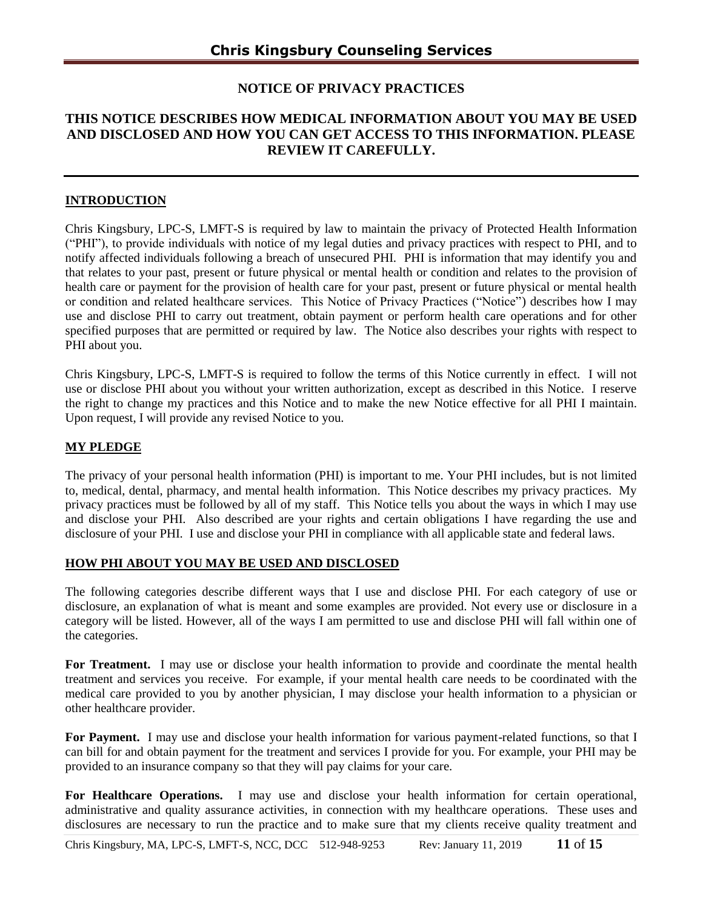## NOTICE OF PRIVACY PRACTICES

## THIS NOTICE DESCRIBES HOW MEDICAL INFORMATION ABOUT YOU MAY BE USED AND DISCLOSED AND HOW YOU CAN GET ACCESS TO THIS INFORMATION. PLEASE REVIEW IT CAREFULLY.

### INTRODUCTION

Chris Kingsbury, LPC-S, LMFT-S is required by law to maintain the privacy of Protected Health Information ("PHI"), to provide individuals with notice of my legal duties and privacy practices with respect to PHI, and to notify affected individuals following a breach of unsecured PHI. PHI is information that may identify you and that relates to your past, present or future physical or mental health or condition and relates to the provision of health care or payment for the provision of health care for your past, present or future physical or mental health or condition and related healthcare services. This Notice of Privacy Practices ("Notice") describes how I may use and disclose PHI to carry out treatment, obtain payment or perform health care operations and for other specified purposes that are permitted or required by law. The Notice also describes your rights with respect to PHI about you.

Chris Kingsbury, LPC-S, LMFT-S is required to follow the terms of this Notice currently in effect. I will not use or disclose PHI about you without your written authorization, except as described in this Notice. I reserve the right to change my practices and this Notice and to make the new Notice effective for all PHI I maintain. Upon request, I will provide any revised Notice to you.

### MY PLEDGE

The privacy of your personal health information (PHI) is important to me. Your PHI includes, but is not limited to, medical, dental, pharmacy, and mental health information. This Notice describes my privacy practices. My privacy practices must be followed by all of my staff. This Notice tells you about the ways in which I may use and disclose your PHI. Also described are your rights and certain obligations I have regarding the use and disclosure of your PHI. I use and disclose your PHI in compliance with all applicable state and federal laws.

### HOW PHI ABOUT YOU MAY BE USED AND DISCLOSED

The following categories describe different ways that I use and disclose PHI. For each category of use or disclosure, an explanation of what is meant and some examples are provided. Not every use or disclosure in a category will be listed. However, all of the ways I am permitted to use and disclose PHI will fall within one of the categories.

**For Treatment.** I may use or disclose your health information to provide and coordinate the mental health treatment and services you receive. For example, if your mental health care needs to be coordinated with the medical care provided to you by another physician, I may disclose your health information to a physician or other healthcare provider.

**For Payment.** I may use and disclose your health information for various payment-related functions, so that I can bill for and obtain payment for the treatment and services I provide for you. For example, your PHI may be provided to an insurance company so that they will pay claims for your care.

**For Healthcare Operations.** I may use and disclose your health information for certain operational, administrative and quality assurance activities, in connection with my healthcare operations. These uses and disclosures are necessary to run the practice and to make sure that my clients receive quality treatment and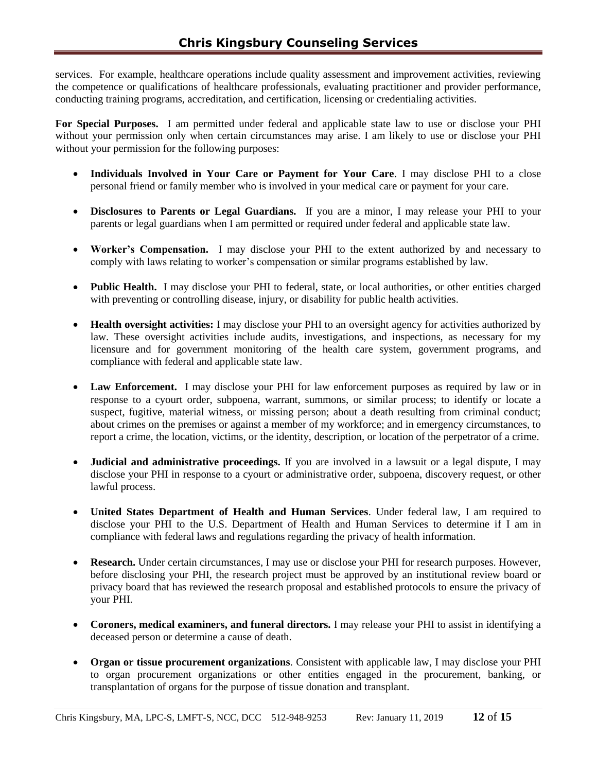services. For example, healthcare operations include quality assessment and improvement activities, reviewing the competence or qualifications of healthcare professionals, evaluating practitioner and provider performance, conducting training programs, accreditation, and certification, licensing or credentialing activities.

**For Special Purposes.** I am permitted under federal and applicable state law to use or disclose your PHI without your permission only when certain circumstances may arise. I am likely to use or disclose your PHI without your permission for the following purposes:

- **Individuals Involved in Your Care or Payment for Your Care**. I may disclose PHI to a close personal friend or family member who is involved in your medical care or payment for your care.

- **Disclosures to Parents or Legal Guardians.** If you are a minor, I may release your PHI to your parents or legal guardians when I am permitted or required under federal and applicable state law.

- **Worker's Compensation.** I may disclose your PHI to the extent authorized by and necessary to comply with laws relating to worker's compensation or similar programs established by law.

- **Public Health.** I may disclose your PHI to federal, state, or local authorities, or other entities charged with preventing or controlling disease, injury, or disability for public health activities.

- **Health oversight activities:** I may disclose your PHI to an oversight agency for activities authorized by law. These oversight activities include audits, investigations, and inspections, as necessary for my licensure and for government monitoring of the health care system, government programs, and compliance with federal and applicable state law.

- **Law Enforcement.** I may disclose your PHI for law enforcement purposes as required by law or in response to a cyourt order, subpoena, warrant, summons, or similar process; to identify or locate a suspect, fugitive, material witness, or missing person; about a death resulting from criminal conduct; about crimes on the premises or against a member of my workforce; and in emergency circumstances, to report a crime, the location, victims, or the identity, description, or location of the perpetrator of a crime.

- **Judicial and administrative proceedings.** If you are involved in a lawsuit or a legal dispute, I may disclose your PHI in response to a cyourt or administrative order, subpoena, discovery request, or other lawful process.

- **United States Department of Health and Human Services**. Under federal law, I am required to disclose your PHI to the U.S. Department of Health and Human Services to determine if I am in compliance with federal laws and regulations regarding the privacy of health information.

- **Research.** Under certain circumstances, I may use or disclose your PHI for research purposes. However, before disclosing your PHI, the research project must be approved by an institutional review board or privacy board that has reviewed the research proposal and established protocols to ensure the privacy of your PHI.

- **Coroners, medical examiners, and funeral directors.** I may release your PHI to assist in identifying a deceased person or determine a cause of death.

- **Organ or tissue procurement organizations**. Consistent with applicable law, I may disclose your PHI to organ procurement organizations or other entities engaged in the procurement, banking, or transplantation of organs for the purpose of tissue donation and transplant.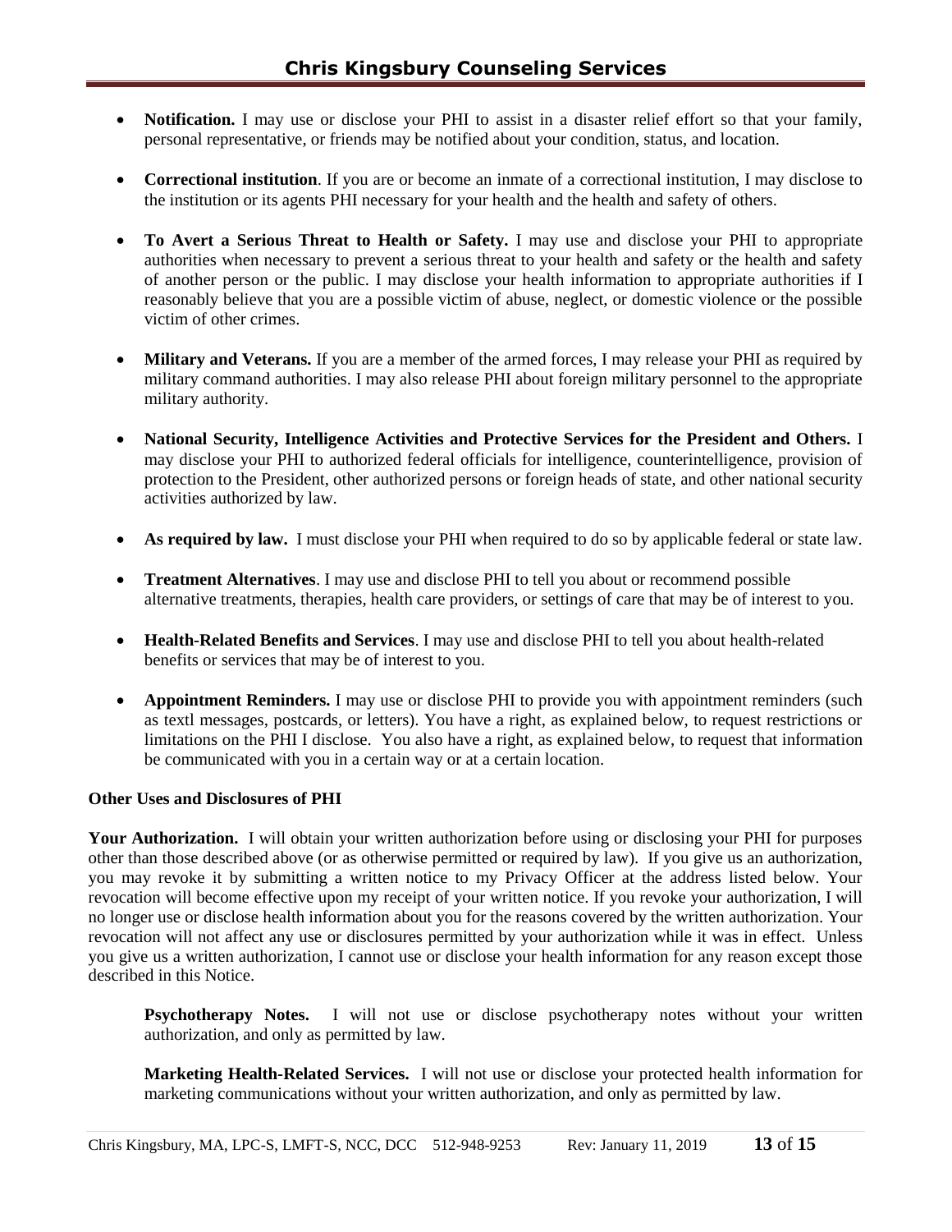- **Notification.** I may use or disclose your PHI to assist in a disaster relief effort so that your family, personal representative, or friends may be notified about your condition, status, and location.

- **Correctional institution**. If you are or become an inmate of a correctional institution, I may disclose to the institution or its agents PHI necessary for your health and the health and safety of others.

- **To Avert a Serious Threat to Health or Safety.** I may use and disclose your PHI to appropriate authorities when necessary to prevent a serious threat to your health and safety or the health and safety of another person or the public. I may disclose your health information to appropriate authorities if I reasonably believe that you are a possible victim of abuse, neglect, or domestic violence or the possible victim of other crimes.

- **Military and Veterans.** If you are a member of the armed forces, I may release your PHI as required by military command authorities. I may also release PHI about foreign military personnel to the appropriate military authority.

- **National Security, Intelligence Activities and Protective Services for the President and Others.** I may disclose your PHI to authorized federal officials for intelligence, counterintelligence, provision of protection to the President, other authorized persons or foreign heads of state, and other national security activities authorized by law.

- **As required by law.** I must disclose your PHI when required to do so by applicable federal or state law.

- **Treatment Alternatives**. I may use and disclose PHI to tell you about or recommend possible alternative treatments, therapies, health care providers, or settings of care that may be of interest to you.

- **Health-Related Benefits and Services**. I may use and disclose PHI to tell you about health-related benefits or services that may be of interest to you.

- **Appointment Reminders.** I may use or disclose PHI to provide you with appointment reminders (such as textl messages, postcards, or letters). You have a right, as explained below, to request restrictions or limitations on the PHI I disclose. You also have a right, as explained below, to request that information be communicated with you in a certain way or at a certain location.

**Other Uses and Disclosures of PHI**

**Your Authorization.** I will obtain your written authorization before using or disclosing your PHI for purposes other than those described above (or as otherwise permitted or required by law). If you give us an authorization, you may revoke it by submitting a written notice to my Privacy Officer at the address listed below. Your revocation will become effective upon my receipt of your written notice. If you revoke your authorization, I will no longer use or disclose health information about you for the reasons covered by the written authorization. Your revocation will not affect any use or disclosures permitted by your authorization while it was in effect. Unless you give us a written authorization, I cannot use or disclose your health information for any reason except those described in this Notice.

> **Psychotherapy Notes.** I will not use or disclose psychotherapy notes without your written authorization, and only as permitted by law.
>
> **Marketing Health-Related Services.** I will not use or disclose your protected health information for marketing communications without your written authorization, and only as permitted by law.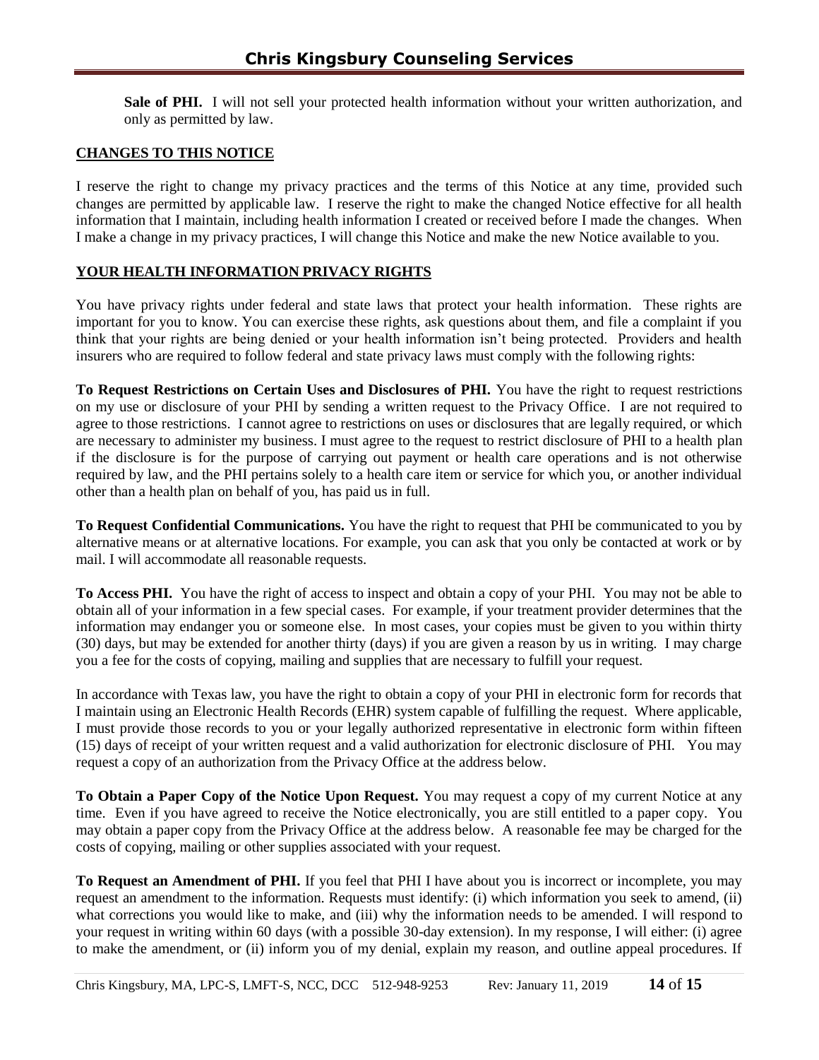**Sale of PHI.** I will not sell your protected health information without your written authorization, and only as permitted by law.

**CHANGES TO THIS NOTICE**

I reserve the right to change my privacy practices and the terms of this Notice at any time, provided such changes are permitted by applicable law. I reserve the right to make the changed Notice effective for all health information that I maintain, including health information I created or received before I made the changes. When I make a change in my privacy practices, I will change this Notice and make the new Notice available to you.

**YOUR HEALTH INFORMATION PRIVACY RIGHTS**

You have privacy rights under federal and state laws that protect your health information. These rights are important for you to know. You can exercise these rights, ask questions about them, and file a complaint if you think that your rights are being denied or your health information isn't being protected. Providers and health insurers who are required to follow federal and state privacy laws must comply with the following rights:

**To Request Restrictions on Certain Uses and Disclosures of PHI.** You have the right to request restrictions on my use or disclosure of your PHI by sending a written request to the Privacy Office. I are not required to agree to those restrictions. I cannot agree to restrictions on uses or disclosures that are legally required, or which are necessary to administer my business. I must agree to the request to restrict disclosure of PHI to a health plan if the disclosure is for the purpose of carrying out payment or health care operations and is not otherwise required by law, and the PHI pertains solely to a health care item or service for which you, or another individual other than a health plan on behalf of you, has paid us in full.

**To Request Confidential Communications.** You have the right to request that PHI be communicated to you by alternative means or at alternative locations. For example, you can ask that you only be contacted at work or by mail. I will accommodate all reasonable requests.

**To Access PHI.** You have the right of access to inspect and obtain a copy of your PHI. You may not be able to obtain all of your information in a few special cases. For example, if your treatment provider determines that the information may endanger you or someone else. In most cases, your copies must be given to you within thirty (30) days, but may be extended for another thirty (days) if you are given a reason by us in writing. I may charge you a fee for the costs of copying, mailing and supplies that are necessary to fulfill your request.

In accordance with Texas law, you have the right to obtain a copy of your PHI in electronic form for records that I maintain using an Electronic Health Records (EHR) system capable of fulfilling the request. Where applicable, I must provide those records to you or your legally authorized representative in electronic form within fifteen (15) days of receipt of your written request and a valid authorization for electronic disclosure of PHI. You may request a copy of an authorization from the Privacy Office at the address below.

**To Obtain a Paper Copy of the Notice Upon Request.** You may request a copy of my current Notice at any time. Even if you have agreed to receive the Notice electronically, you are still entitled to a paper copy. You may obtain a paper copy from the Privacy Office at the address below. A reasonable fee may be charged for the costs of copying, mailing or other supplies associated with your request.

**To Request an Amendment of PHI.** If you feel that PHI I have about you is incorrect or incomplete, you may request an amendment to the information. Requests must identify: (i) which information you seek to amend, (ii) what corrections you would like to make, and (iii) why the information needs to be amended. I will respond to your request in writing within 60 days (with a possible 30-day extension). In my response, I will either: (i) agree to make the amendment, or (ii) inform you of my denial, explain my reason, and outline appeal procedures. If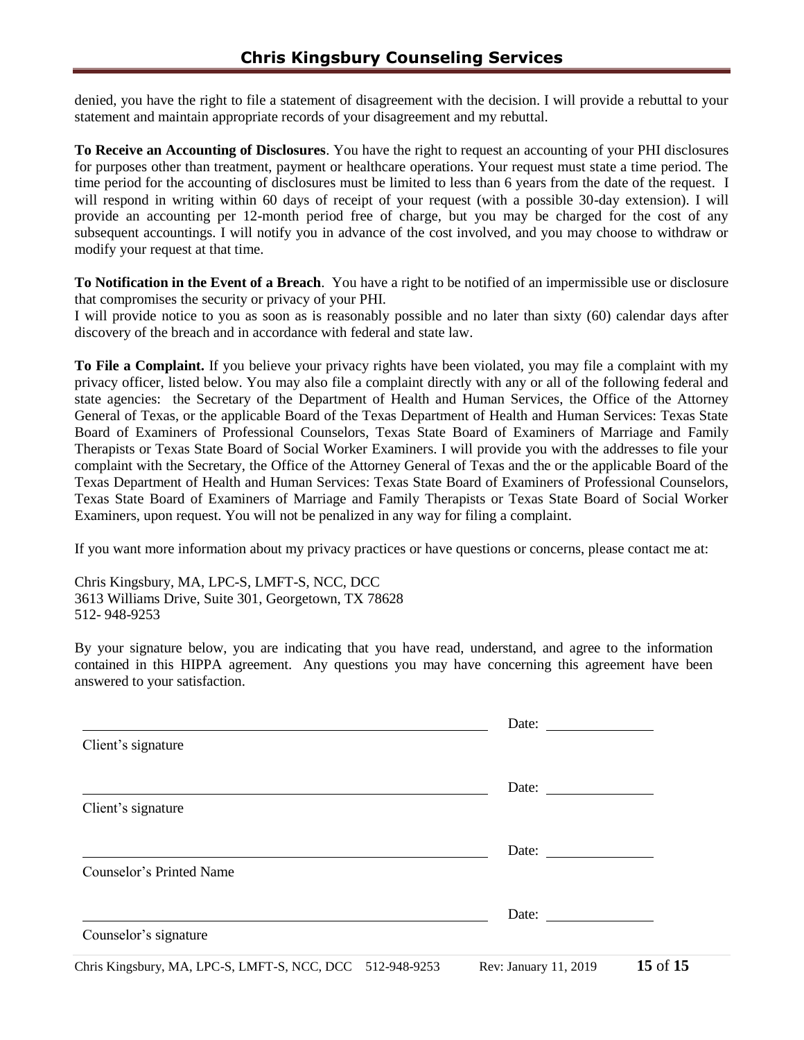denied, you have the right to file a statement of disagreement with the decision. I will provide a rebuttal to your statement and maintain appropriate records of your disagreement and my rebuttal.

**To Receive an Accounting of Disclosures**. You have the right to request an accounting of your PHI disclosures for purposes other than treatment, payment or healthcare operations. Your request must state a time period. The time period for the accounting of disclosures must be limited to less than 6 years from the date of the request. I will respond in writing within 60 days of receipt of your request (with a possible 30-day extension). I will provide an accounting per 12-month period free of charge, but you may be charged for the cost of any subsequent accountings. I will notify you in advance of the cost involved, and you may choose to withdraw or modify your request at that time.

**To Notification in the Event of a Breach**. You have a right to be notified of an impermissible use or disclosure that compromises the security or privacy of your PHI.
I will provide notice to you as soon as is reasonably possible and no later than sixty (60) calendar days after discovery of the breach and in accordance with federal and state law.

**To File a Complaint.** If you believe your privacy rights have been violated, you may file a complaint with my privacy officer, listed below. You may also file a complaint directly with any or all of the following federal and state agencies: the Secretary of the Department of Health and Human Services, the Office of the Attorney General of Texas, or the applicable Board of the Texas Department of Health and Human Services: Texas State Board of Examiners of Professional Counselors, Texas State Board of Examiners of Marriage and Family Therapists or Texas State Board of Social Worker Examiners. I will provide you with the addresses to file your complaint with the Secretary, the Office of the Attorney General of Texas and the or the applicable Board of the Texas Department of Health and Human Services: Texas State Board of Examiners of Professional Counselors, Texas State Board of Examiners of Marriage and Family Therapists or Texas State Board of Social Worker Examiners, upon request. You will not be penalized in any way for filing a complaint.

If you want more information about my privacy practices or have questions or concerns, please contact me at:

Chris Kingsbury, MA, LPC-S, LMFT-S, NCC, DCC
3613 Williams Drive, Suite 301, Georgetown, TX 78628
512- 948-9253

By your signature below, you are indicating that you have read, understand, and agree to the information contained in this HIPPA agreement. Any questions you may have concerning this agreement have been answered to your satisfaction.

\_\_\_\_\_\_\_\_\_\_\_\_\_\_\_\_\_\_\_\_\_\_\_\_\_\_\_\_\_\_\_\_\_\_\_\_\_\_\_\_ Date: \_\_\_\_\_\_\_\_\_\_\_\_
Client's signature

\_\_\_\_\_\_\_\_\_\_\_\_\_\_\_\_\_\_\_\_\_\_\_\_\_\_\_\_\_\_\_\_\_\_\_\_\_\_\_\_ Date: \_\_\_\_\_\_\_\_\_\_\_\_
Client's signature

\_\_\_\_\_\_\_\_\_\_\_\_\_\_\_\_\_\_\_\_\_\_\_\_\_\_\_\_\_\_\_\_\_\_\_\_\_\_\_\_ Date: \_\_\_\_\_\_\_\_\_\_\_\_
Counselor's Printed Name

\_\_\_\_\_\_\_\_\_\_\_\_\_\_\_\_\_\_\_\_\_\_\_\_\_\_\_\_\_\_\_\_\_\_\_\_\_\_\_\_ Date: \_\_\_\_\_\_\_\_\_\_\_\_
Counselor's signature